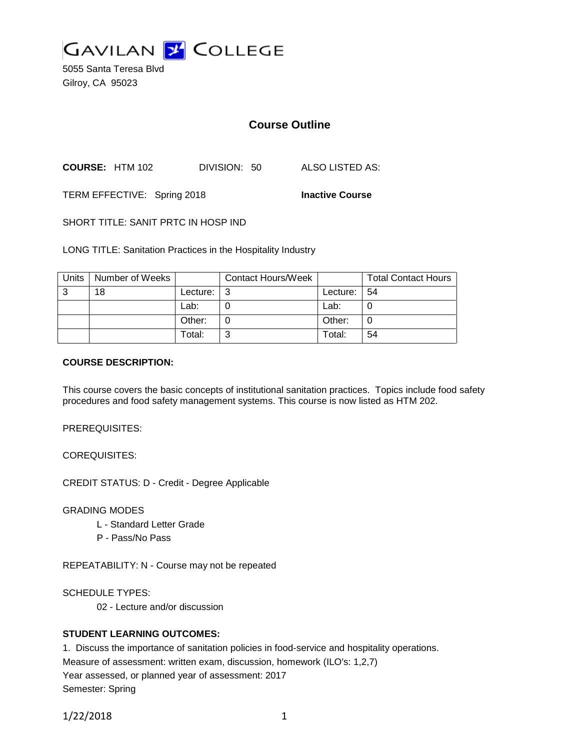GAVILAN COLLEGE

5055 Santa Teresa Blvd
Gilroy, CA 95023

# Course Outline

**COURSE:** HTM 102 DIVISION: 50 ALSO LISTED AS:

TERM EFFECTIVE: Spring 2018 **Inactive Course**

SHORT TITLE: SANIT PRTC IN HOSP IND

LONG TITLE: Sanitation Practices in the Hospitality Industry

| Units | Number of Weeks | | Contact Hours/Week | | Total Contact Hours |
|---|---|---|---|---|---|
| 3 | 18 | Lecture: | 3 | Lecture: | 54 |
| | | Lab: | 0 | Lab: | 0 |
| | | Other: | 0 | Other: | 0 |
| | | Total: | 3 | Total: | 54 |

**COURSE DESCRIPTION:**

This course covers the basic concepts of institutional sanitation practices. Topics include food safety procedures and food safety management systems. This course is now listed as HTM 202.

PREREQUISITES:

COREQUISITES:

CREDIT STATUS: D - Credit - Degree Applicable

GRADING MODES

L - Standard Letter Grade
P - Pass/No Pass

REPEATABILITY: N - Course may not be repeated

SCHEDULE TYPES:

02 - Lecture and/or discussion

**STUDENT LEARNING OUTCOMES:**

1. Discuss the importance of sanitation policies in food-service and hospitality operations.
Measure of assessment: written exam, discussion, homework (ILO's: 1,2,7)
Year assessed, or planned year of assessment: 2017
Semester: Spring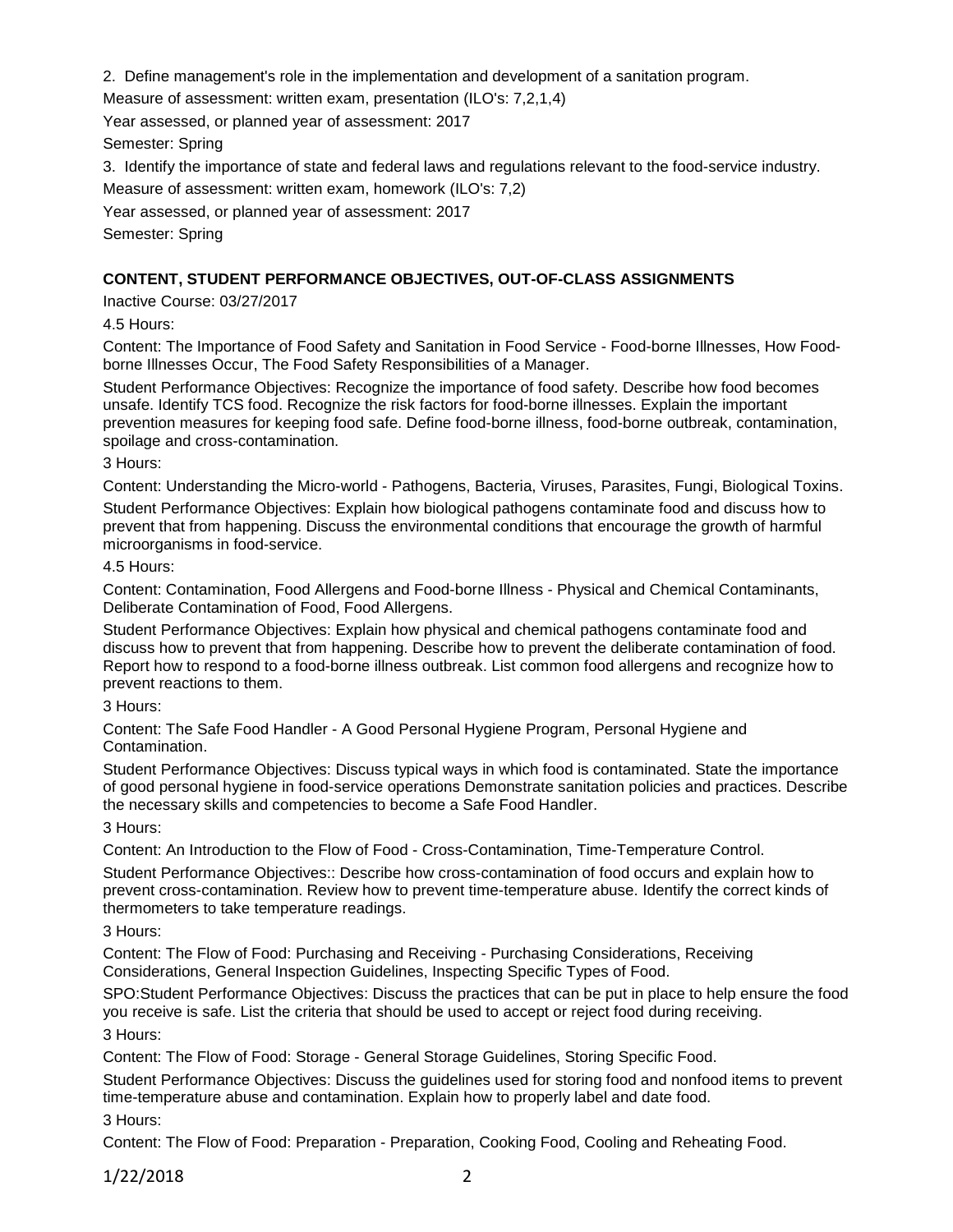2. Define management's role in the implementation and development of a sanitation program.

Measure of assessment: written exam, presentation (ILO's: 7,2,1,4)

Year assessed, or planned year of assessment: 2017

Semester: Spring

3. Identify the importance of state and federal laws and regulations relevant to the food-service industry.

Measure of assessment: written exam, homework (ILO's: 7,2)

Year assessed, or planned year of assessment: 2017

Semester: Spring

## CONTENT, STUDENT PERFORMANCE OBJECTIVES, OUT-OF-CLASS ASSIGNMENTS

Inactive Course: 03/27/2017

4.5 Hours:

Content: The Importance of Food Safety and Sanitation in Food Service - Food-borne Illnesses, How Food-borne Illnesses Occur, The Food Safety Responsibilities of a Manager.

Student Performance Objectives: Recognize the importance of food safety. Describe how food becomes unsafe. Identify TCS food. Recognize the risk factors for food-borne illnesses. Explain the important prevention measures for keeping food safe. Define food-borne illness, food-borne outbreak, contamination, spoilage and cross-contamination.

3 Hours:

Content: Understanding the Micro-world - Pathogens, Bacteria, Viruses, Parasites, Fungi, Biological Toxins.

Student Performance Objectives: Explain how biological pathogens contaminate food and discuss how to prevent that from happening. Discuss the environmental conditions that encourage the growth of harmful microorganisms in food-service.

4.5 Hours:

Content: Contamination, Food Allergens and Food-borne Illness - Physical and Chemical Contaminants, Deliberate Contamination of Food, Food Allergens.

Student Performance Objectives: Explain how physical and chemical pathogens contaminate food and discuss how to prevent that from happening. Describe how to prevent the deliberate contamination of food. Report how to respond to a food-borne illness outbreak. List common food allergens and recognize how to prevent reactions to them.

3 Hours:

Content: The Safe Food Handler - A Good Personal Hygiene Program, Personal Hygiene and Contamination.

Student Performance Objectives: Discuss typical ways in which food is contaminated. State the importance of good personal hygiene in food-service operations Demonstrate sanitation policies and practices. Describe the necessary skills and competencies to become a Safe Food Handler.

3 Hours:

Content: An Introduction to the Flow of Food - Cross-Contamination, Time-Temperature Control.

Student Performance Objectives:: Describe how cross-contamination of food occurs and explain how to prevent cross-contamination. Review how to prevent time-temperature abuse. Identify the correct kinds of thermometers to take temperature readings.

3 Hours:

Content: The Flow of Food: Purchasing and Receiving - Purchasing Considerations, Receiving Considerations, General Inspection Guidelines, Inspecting Specific Types of Food.

SPO:Student Performance Objectives: Discuss the practices that can be put in place to help ensure the food you receive is safe. List the criteria that should be used to accept or reject food during receiving.

3 Hours:

Content: The Flow of Food: Storage - General Storage Guidelines, Storing Specific Food.

Student Performance Objectives: Discuss the guidelines used for storing food and nonfood items to prevent time-temperature abuse and contamination. Explain how to properly label and date food.

3 Hours:

Content: The Flow of Food: Preparation - Preparation, Cooking Food, Cooling and Reheating Food.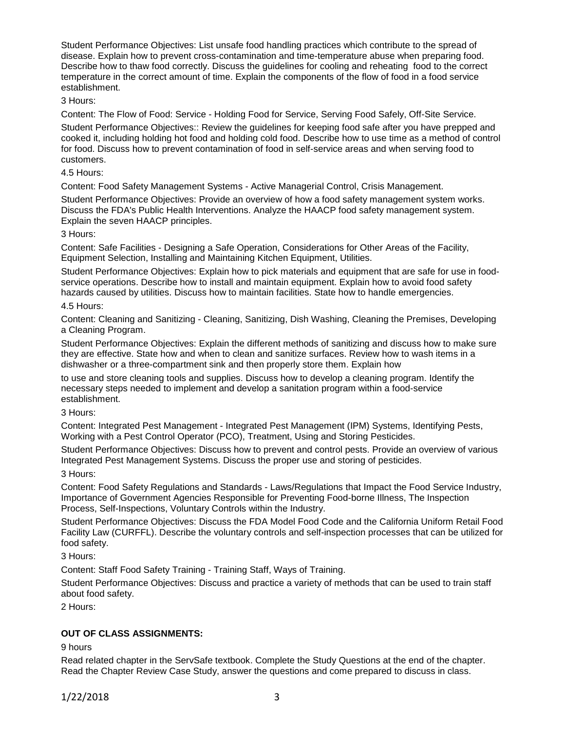Student Performance Objectives: List unsafe food handling practices which contribute to the spread of disease. Explain how to prevent cross-contamination and time-temperature abuse when preparing food. Describe how to thaw food correctly. Discuss the guidelines for cooling and reheating food to the correct temperature in the correct amount of time. Explain the components of the flow of food in a food service establishment.

3 Hours:

Content: The Flow of Food: Service - Holding Food for Service, Serving Food Safely, Off-Site Service.

Student Performance Objectives:: Review the guidelines for keeping food safe after you have prepped and cooked it, including holding hot food and holding cold food. Describe how to use time as a method of control for food. Discuss how to prevent contamination of food in self-service areas and when serving food to customers.

4.5 Hours:

Content: Food Safety Management Systems - Active Managerial Control, Crisis Management.

Student Performance Objectives: Provide an overview of how a food safety management system works. Discuss the FDA's Public Health Interventions. Analyze the HAACP food safety management system. Explain the seven HAACP principles.

3 Hours:

Content: Safe Facilities - Designing a Safe Operation, Considerations for Other Areas of the Facility, Equipment Selection, Installing and Maintaining Kitchen Equipment, Utilities.

Student Performance Objectives: Explain how to pick materials and equipment that are safe for use in food-service operations. Describe how to install and maintain equipment. Explain how to avoid food safety hazards caused by utilities. Discuss how to maintain facilities. State how to handle emergencies.

4.5 Hours:

Content: Cleaning and Sanitizing - Cleaning, Sanitizing, Dish Washing, Cleaning the Premises, Developing a Cleaning Program.

Student Performance Objectives: Explain the different methods of sanitizing and discuss how to make sure they are effective. State how and when to clean and sanitize surfaces. Review how to wash items in a dishwasher or a three-compartment sink and then properly store them. Explain how

to use and store cleaning tools and supplies. Discuss how to develop a cleaning program. Identify the necessary steps needed to implement and develop a sanitation program within a food-service establishment.

3 Hours:

Content: Integrated Pest Management - Integrated Pest Management (IPM) Systems, Identifying Pests, Working with a Pest Control Operator (PCO), Treatment, Using and Storing Pesticides.

Student Performance Objectives: Discuss how to prevent and control pests. Provide an overview of various Integrated Pest Management Systems. Discuss the proper use and storing of pesticides.

3 Hours:

Content: Food Safety Regulations and Standards - Laws/Regulations that Impact the Food Service Industry, Importance of Government Agencies Responsible for Preventing Food-borne Illness, The Inspection Process, Self-Inspections, Voluntary Controls within the Industry.

Student Performance Objectives: Discuss the FDA Model Food Code and the California Uniform Retail Food Facility Law (CURFFL). Describe the voluntary controls and self-inspection processes that can be utilized for food safety.

3 Hours:

Content: Staff Food Safety Training - Training Staff, Ways of Training.

Student Performance Objectives: Discuss and practice a variety of methods that can be used to train staff about food safety.

2 Hours:

**OUT OF CLASS ASSIGNMENTS:**

9 hours

Read related chapter in the ServSafe textbook. Complete the Study Questions at the end of the chapter. Read the Chapter Review Case Study, answer the questions and come prepared to discuss in class.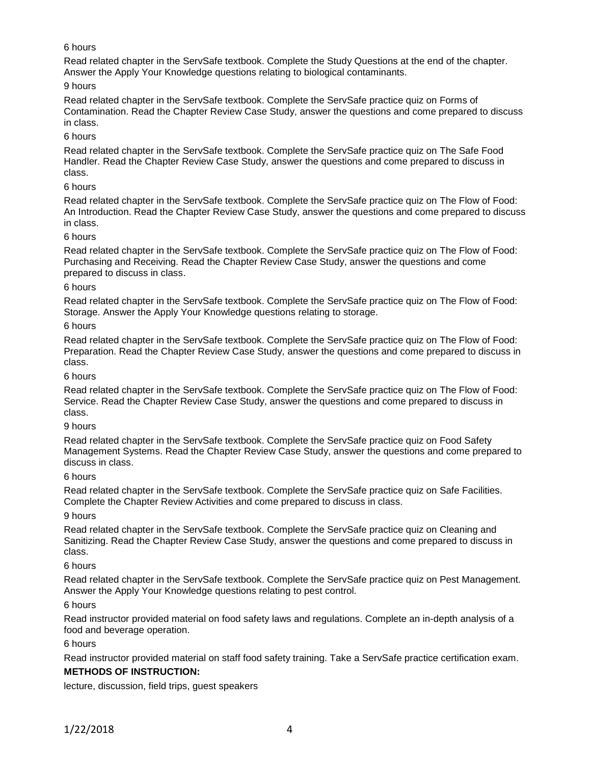6 hours

Read related chapter in the ServSafe textbook. Complete the Study Questions at the end of the chapter. Answer the Apply Your Knowledge questions relating to biological contaminants.

9 hours

Read related chapter in the ServSafe textbook. Complete the ServSafe practice quiz on Forms of Contamination. Read the Chapter Review Case Study, answer the questions and come prepared to discuss in class.

6 hours

Read related chapter in the ServSafe textbook. Complete the ServSafe practice quiz on The Safe Food Handler. Read the Chapter Review Case Study, answer the questions and come prepared to discuss in class.

6 hours

Read related chapter in the ServSafe textbook. Complete the ServSafe practice quiz on The Flow of Food: An Introduction. Read the Chapter Review Case Study, answer the questions and come prepared to discuss in class.

6 hours

Read related chapter in the ServSafe textbook. Complete the ServSafe practice quiz on The Flow of Food: Purchasing and Receiving. Read the Chapter Review Case Study, answer the questions and come prepared to discuss in class.

6 hours

Read related chapter in the ServSafe textbook. Complete the ServSafe practice quiz on The Flow of Food: Storage. Answer the Apply Your Knowledge questions relating to storage.

6 hours

Read related chapter in the ServSafe textbook. Complete the ServSafe practice quiz on The Flow of Food: Preparation. Read the Chapter Review Case Study, answer the questions and come prepared to discuss in class.

6 hours

Read related chapter in the ServSafe textbook. Complete the ServSafe practice quiz on The Flow of Food: Service. Read the Chapter Review Case Study, answer the questions and come prepared to discuss in class.

9 hours

Read related chapter in the ServSafe textbook. Complete the ServSafe practice quiz on Food Safety Management Systems. Read the Chapter Review Case Study, answer the questions and come prepared to discuss in class.

6 hours

Read related chapter in the ServSafe textbook. Complete the ServSafe practice quiz on Safe Facilities. Complete the Chapter Review Activities and come prepared to discuss in class.

9 hours

Read related chapter in the ServSafe textbook. Complete the ServSafe practice quiz on Cleaning and Sanitizing. Read the Chapter Review Case Study, answer the questions and come prepared to discuss in class.

6 hours

Read related chapter in the ServSafe textbook. Complete the ServSafe practice quiz on Pest Management. Answer the Apply Your Knowledge questions relating to pest control.

6 hours

Read instructor provided material on food safety laws and regulations. Complete an in-depth analysis of a food and beverage operation.

6 hours

Read instructor provided material on staff food safety training. Take a ServSafe practice certification exam.

**METHODS OF INSTRUCTION:**

lecture, discussion, field trips, guest speakers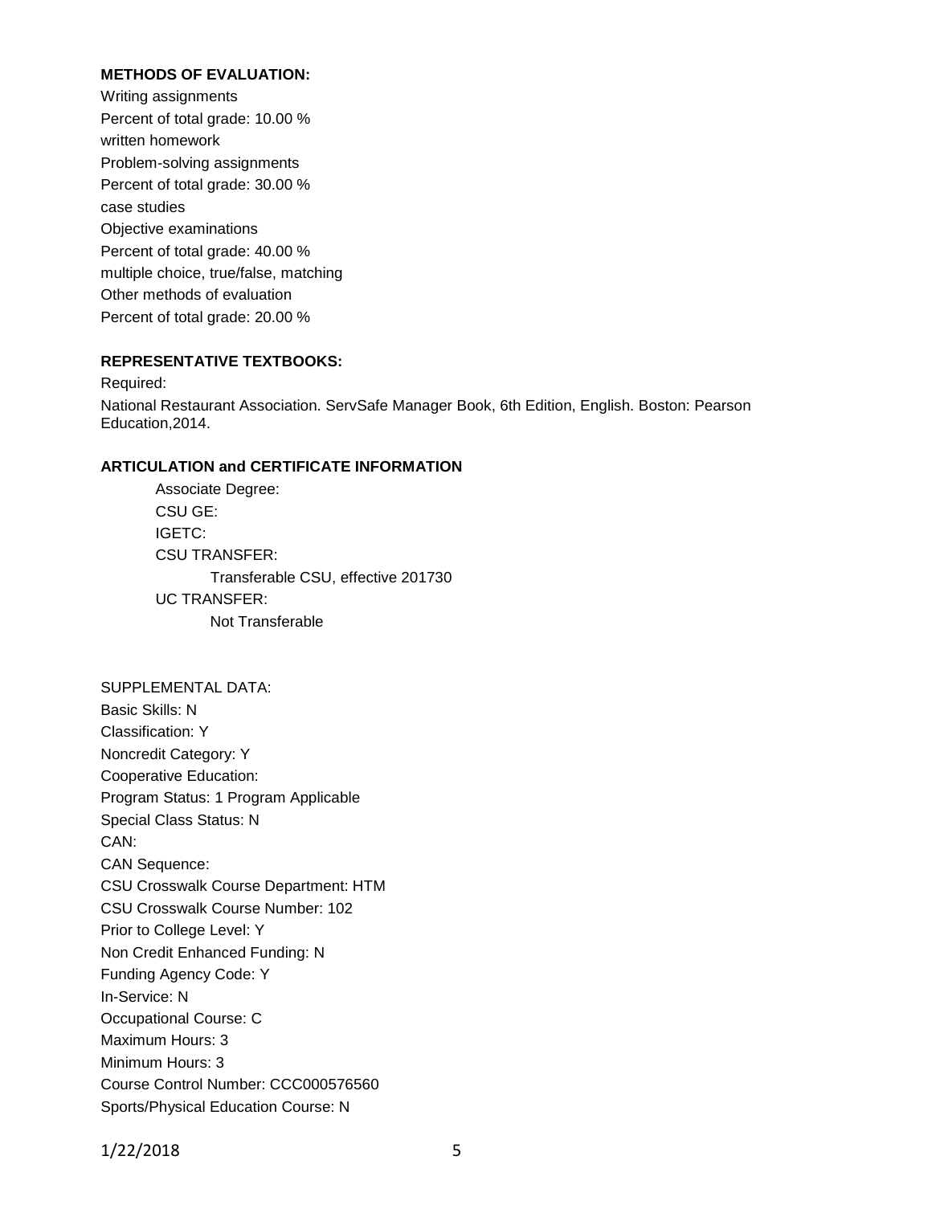**METHODS OF EVALUATION:**

Writing assignments
Percent of total grade: 10.00 %
written homework
Problem-solving assignments
Percent of total grade: 30.00 %
case studies
Objective examinations
Percent of total grade: 40.00 %
multiple choice, true/false, matching
Other methods of evaluation
Percent of total grade: 20.00 %

**REPRESENTATIVE TEXTBOOKS:**

Required:
National Restaurant Association. ServSafe Manager Book, 6th Edition, English. Boston: Pearson Education,2014.

**ARTICULATION and CERTIFICATE INFORMATION**

Associate Degree:
CSU GE:
IGETC:
CSU TRANSFER:
Transferable CSU, effective 201730
UC TRANSFER:
Not Transferable

SUPPLEMENTAL DATA:
Basic Skills: N
Classification: Y
Noncredit Category: Y
Cooperative Education:
Program Status: 1 Program Applicable
Special Class Status: N
CAN:
CAN Sequence:
CSU Crosswalk Course Department: HTM
CSU Crosswalk Course Number: 102
Prior to College Level: Y
Non Credit Enhanced Funding: N
Funding Agency Code: Y
In-Service: N
Occupational Course: C
Maximum Hours: 3
Minimum Hours: 3
Course Control Number: CCC000576560
Sports/Physical Education Course: N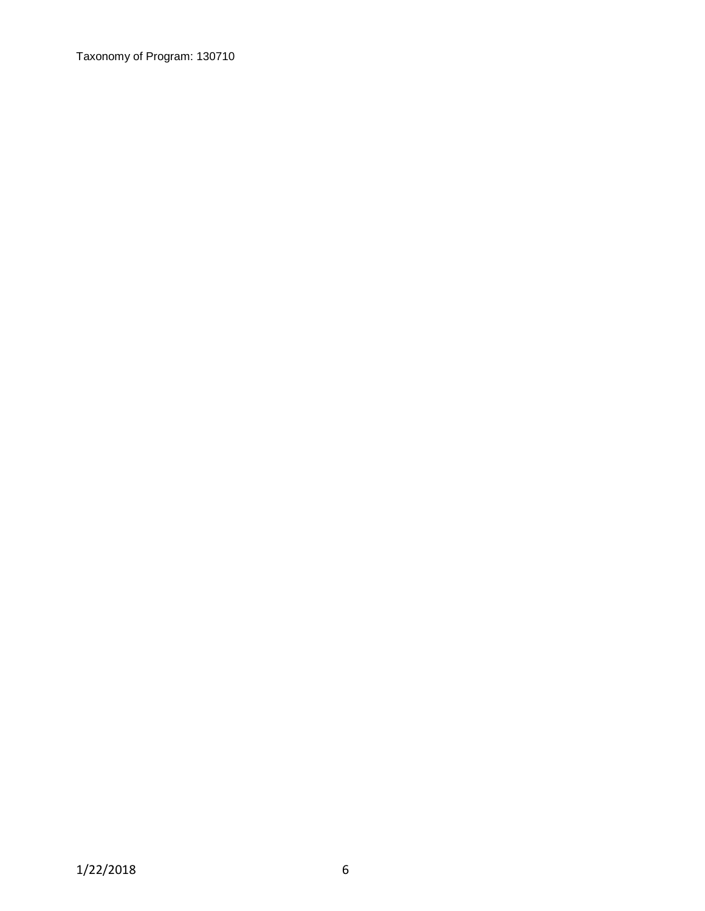Taxonomy of Program: 130710